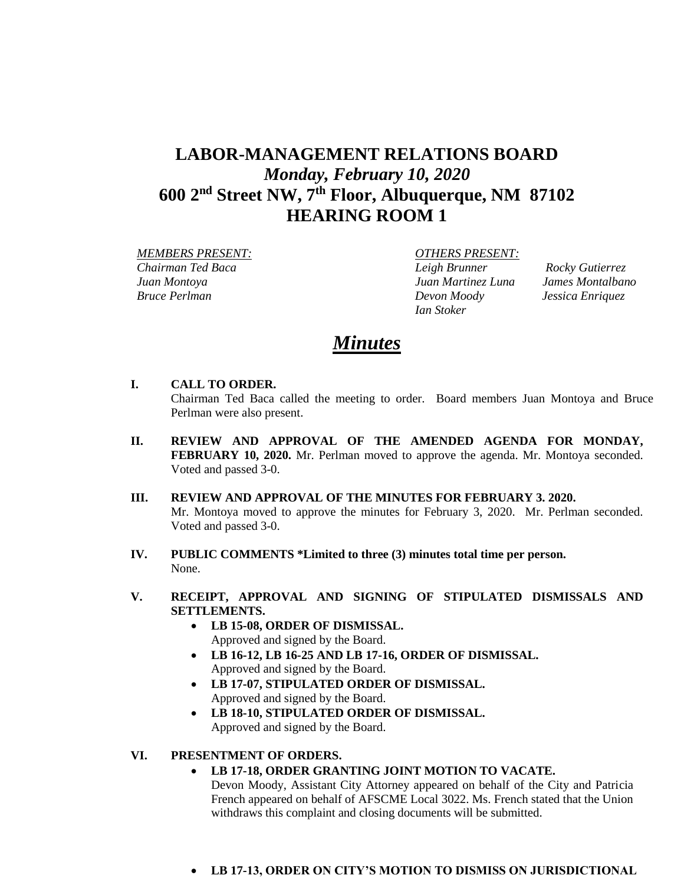# LABOR-MANAGEMENT RELATIONS BOARD
## *Monday, February 10, 2020*
## 600 2nd Street NW, 7th Floor, Albuquerque, NM 87102
## HEARING ROOM 1

*MEMBERS PRESENT:*
*Chairman Ted Baca*
*Juan Montoya*
*Bruce Perlman*

*OTHERS PRESENT:*
*Leigh Brunner*
*Juan Martinez Luna*
*Devon Moody*
*Ian Stoker*
*Rocky Gutierrez*
*James Montalbano*
*Jessica Enriquez*

# *Minutes*

**I. CALL TO ORDER.**
Chairman Ted Baca called the meeting to order. Board members Juan Montoya and Bruce Perlman were also present.

**II. REVIEW AND APPROVAL OF THE AMENDED AGENDA FOR MONDAY, FEBRUARY 10, 2020.** Mr. Perlman moved to approve the agenda. Mr. Montoya seconded. Voted and passed 3-0.

**III. REVIEW AND APPROVAL OF THE MINUTES FOR FEBRUARY 3. 2020.**
Mr. Montoya moved to approve the minutes for February 3, 2020. Mr. Perlman seconded. Voted and passed 3-0.

**IV. PUBLIC COMMENTS *Limited to three (3) minutes total time per person.**
None.

**V. RECEIPT, APPROVAL AND SIGNING OF STIPULATED DISMISSALS AND SETTLEMENTS.**

- **LB 15-08, ORDER OF DISMISSAL.**
  Approved and signed by the Board.
- **LB 16-12, LB 16-25 AND LB 17-16, ORDER OF DISMISSAL.**
  Approved and signed by the Board.
- **LB 17-07, STIPULATED ORDER OF DISMISSAL.**
  Approved and signed by the Board.
- **LB 18-10, STIPULATED ORDER OF DISMISSAL.**
  Approved and signed by the Board.

**VI. PRESENTMENT OF ORDERS.**

- **LB 17-18, ORDER GRANTING JOINT MOTION TO VACATE.**
  Devon Moody, Assistant City Attorney appeared on behalf of the City and Patricia French appeared on behalf of AFSCME Local 3022. Ms. French stated that the Union withdraws this complaint and closing documents will be submitted.

- **LB 17-13, ORDER ON CITY'S MOTION TO DISMISS ON JURISDICTIONAL**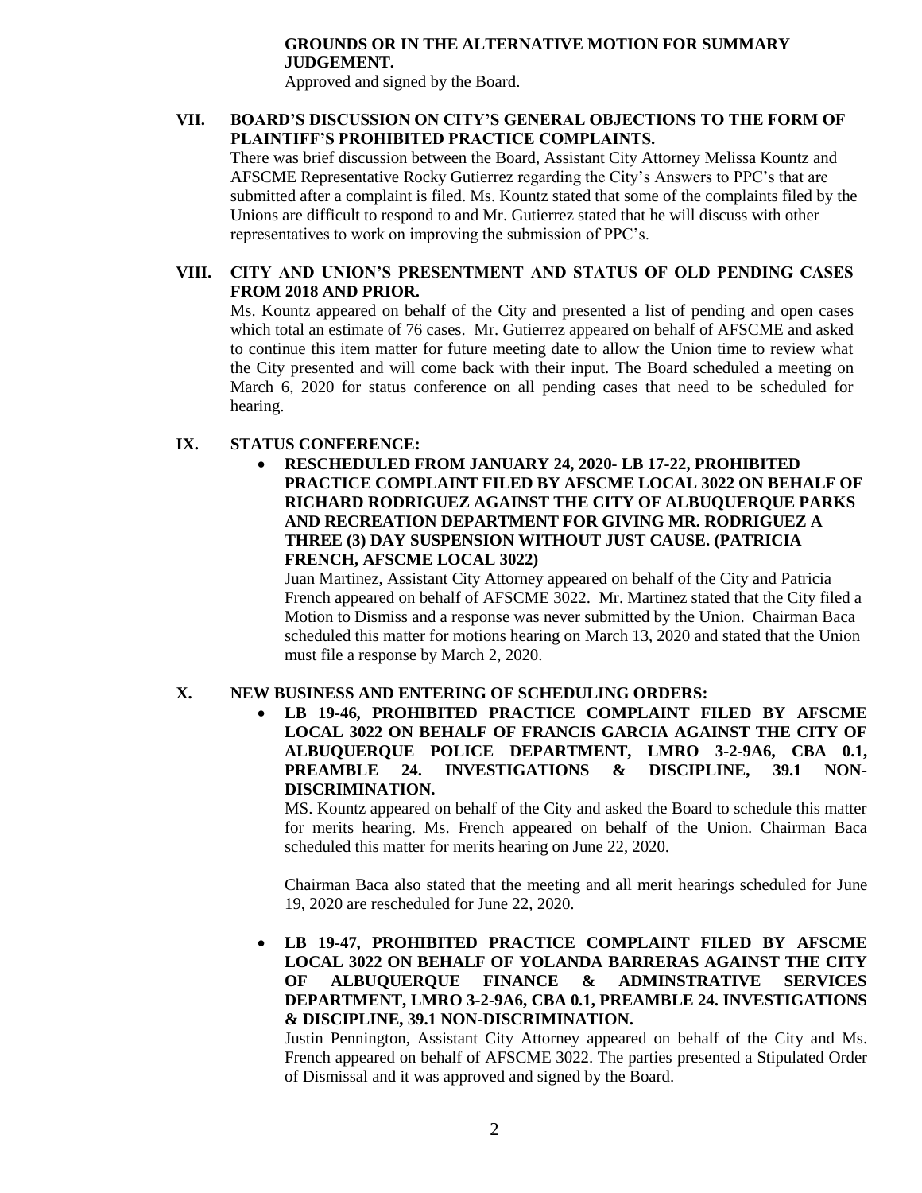**GROUNDS OR IN THE ALTERNATIVE MOTION FOR SUMMARY JUDGEMENT.**

Approved and signed by the Board.

## VII. BOARD'S DISCUSSION ON CITY'S GENERAL OBJECTIONS TO THE FORM OF PLAINTIFF'S PROHIBITED PRACTICE COMPLAINTS.

There was brief discussion between the Board, Assistant City Attorney Melissa Kountz and AFSCME Representative Rocky Gutierrez regarding the City's Answers to PPC's that are submitted after a complaint is filed. Ms. Kountz stated that some of the complaints filed by the Unions are difficult to respond to and Mr. Gutierrez stated that he will discuss with other representatives to work on improving the submission of PPC's.

## VIII. CITY AND UNION'S PRESENTMENT AND STATUS OF OLD PENDING CASES FROM 2018 AND PRIOR.

Ms. Kountz appeared on behalf of the City and presented a list of pending and open cases which total an estimate of 76 cases. Mr. Gutierrez appeared on behalf of AFSCME and asked to continue this item matter for future meeting date to allow the Union time to review what the City presented and will come back with their input. The Board scheduled a meeting on March 6, 2020 for status conference on all pending cases that need to be scheduled for hearing.

## IX. STATUS CONFERENCE:

- **RESCHEDULED FROM JANUARY 24, 2020- LB 17-22, PROHIBITED PRACTICE COMPLAINT FILED BY AFSCME LOCAL 3022 ON BEHALF OF RICHARD RODRIGUEZ AGAINST THE CITY OF ALBUQUERQUE PARKS AND RECREATION DEPARTMENT FOR GIVING MR. RODRIGUEZ A THREE (3) DAY SUSPENSION WITHOUT JUST CAUSE. (PATRICIA FRENCH, AFSCME LOCAL 3022)**

  Juan Martinez, Assistant City Attorney appeared on behalf of the City and Patricia French appeared on behalf of AFSCME 3022. Mr. Martinez stated that the City filed a Motion to Dismiss and a response was never submitted by the Union. Chairman Baca scheduled this matter for motions hearing on March 13, 2020 and stated that the Union must file a response by March 2, 2020.

## X. NEW BUSINESS AND ENTERING OF SCHEDULING ORDERS:

- **LB 19-46, PROHIBITED PRACTICE COMPLAINT FILED BY AFSCME LOCAL 3022 ON BEHALF OF FRANCIS GARCIA AGAINST THE CITY OF ALBUQUERQUE POLICE DEPARTMENT, LMRO 3-2-9A6, CBA 0.1, PREAMBLE 24. INVESTIGATIONS & DISCIPLINE, 39.1 NON-DISCRIMINATION.**

  MS. Kountz appeared on behalf of the City and asked the Board to schedule this matter for merits hearing. Ms. French appeared on behalf of the Union. Chairman Baca scheduled this matter for merits hearing on June 22, 2020.

  Chairman Baca also stated that the meeting and all merit hearings scheduled for June 19, 2020 are rescheduled for June 22, 2020.

- **LB 19-47, PROHIBITED PRACTICE COMPLAINT FILED BY AFSCME LOCAL 3022 ON BEHALF OF YOLANDA BARRERAS AGAINST THE CITY OF ALBUQUERQUE FINANCE & ADMINSTRATIVE SERVICES DEPARTMENT, LMRO 3-2-9A6, CBA 0.1, PREAMBLE 24. INVESTIGATIONS & DISCIPLINE, 39.1 NON-DISCRIMINATION.**

  Justin Pennington, Assistant City Attorney appeared on behalf of the City and Ms. French appeared on behalf of AFSCME 3022. The parties presented a Stipulated Order of Dismissal and it was approved and signed by the Board.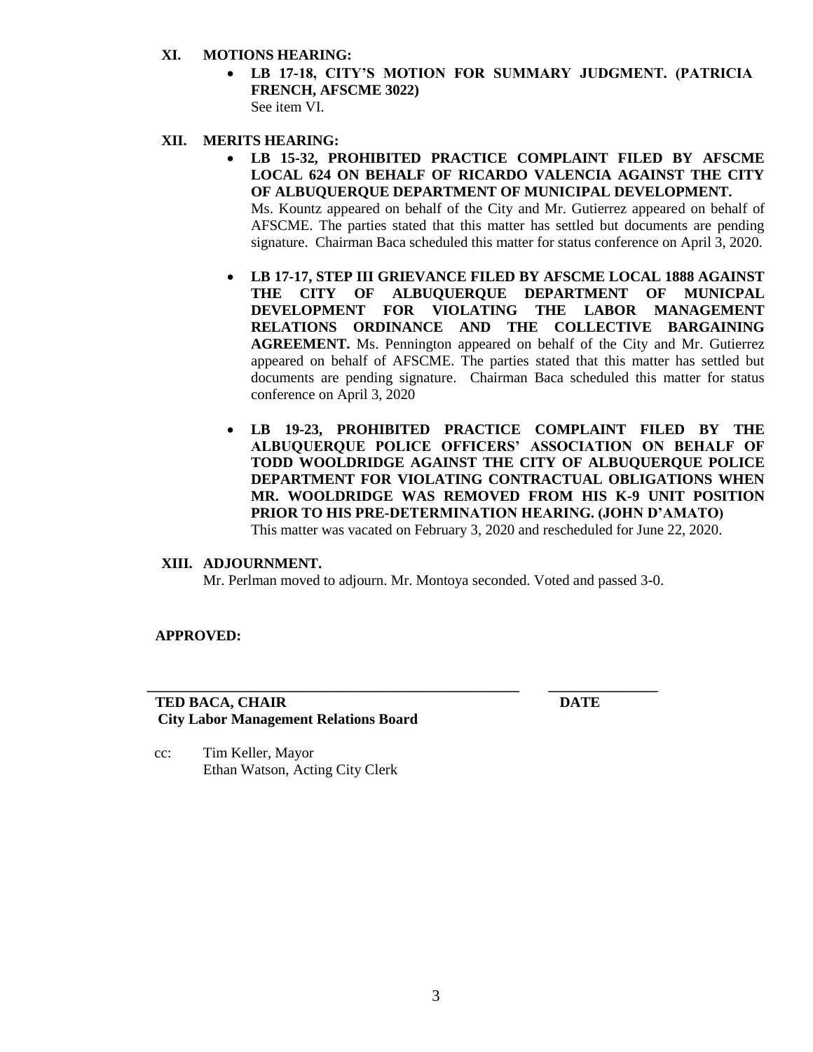**XI. MOTIONS HEARING:**

- **LB 17-18, CITY'S MOTION FOR SUMMARY JUDGMENT. (PATRICIA FRENCH, AFSCME 3022)**
  See item VI.

**XII. MERITS HEARING:**

- **LB 15-32, PROHIBITED PRACTICE COMPLAINT FILED BY AFSCME LOCAL 624 ON BEHALF OF RICARDO VALENCIA AGAINST THE CITY OF ALBUQUERQUE DEPARTMENT OF MUNICIPAL DEVELOPMENT.**
  Ms. Kountz appeared on behalf of the City and Mr. Gutierrez appeared on behalf of AFSCME. The parties stated that this matter has settled but documents are pending signature. Chairman Baca scheduled this matter for status conference on April 3, 2020.

- **LB 17-17, STEP III GRIEVANCE FILED BY AFSCME LOCAL 1888 AGAINST THE CITY OF ALBUQUERQUE DEPARTMENT OF MUNICPAL DEVELOPMENT FOR VIOLATING THE LABOR MANAGEMENT RELATIONS ORDINANCE AND THE COLLECTIVE BARGAINING AGREEMENT.** Ms. Pennington appeared on behalf of the City and Mr. Gutierrez appeared on behalf of AFSCME. The parties stated that this matter has settled but documents are pending signature. Chairman Baca scheduled this matter for status conference on April 3, 2020

- **LB 19-23, PROHIBITED PRACTICE COMPLAINT FILED BY THE ALBUQUERQUE POLICE OFFICERS' ASSOCIATION ON BEHALF OF TODD WOOLDRIDGE AGAINST THE CITY OF ALBUQUERQUE POLICE DEPARTMENT FOR VIOLATING CONTRACTUAL OBLIGATIONS WHEN MR. WOOLDRIDGE WAS REMOVED FROM HIS K-9 UNIT POSITION PRIOR TO HIS PRE-DETERMINATION HEARING. (JOHN D'AMATO)**
  This matter was vacated on February 3, 2020 and rescheduled for June 22, 2020.

**XIII. ADJOURNMENT.**

Mr. Perlman moved to adjourn. Mr. Montoya seconded. Voted and passed 3-0.

**APPROVED:**

\_\_\_\_\_\_\_\_\_\_\_\_\_\_\_\_\_\_\_\_\_\_\_\_\_\_\_\_\_\_\_\_\_\_\_\_\_\_\_\_\_\_\_\_ \_\_\_\_\_\_\_\_\_\_\_\_\_\_\_

**TED BACA, CHAIR** **DATE**
**City Labor Management Relations Board**

cc: Tim Keller, Mayor
Ethan Watson, Acting City Clerk